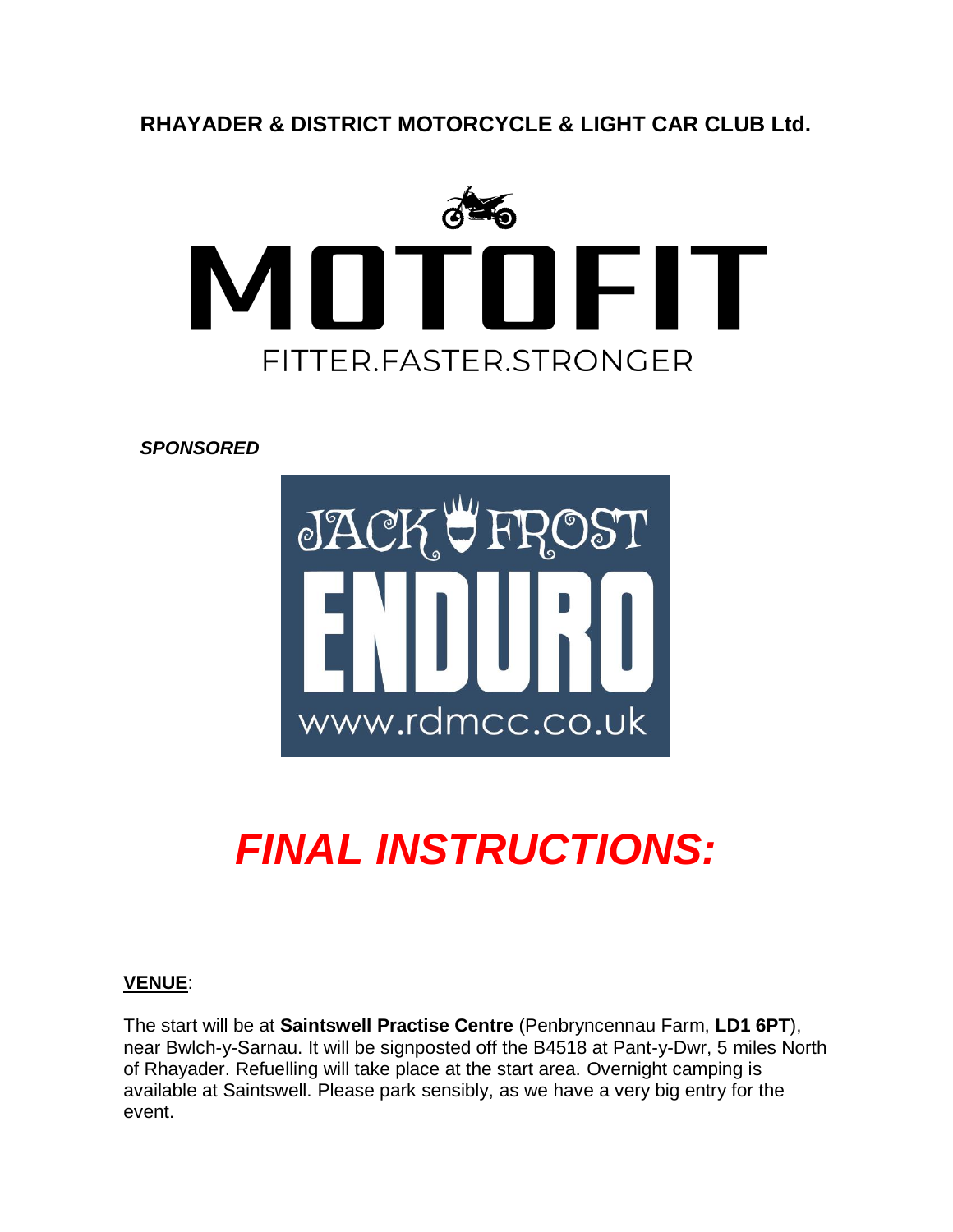**RHAYADER & DISTRICT MOTORCYCLE & LIGHT CAR CLUB Ltd.**

MOTOFIT

FITTER.FASTER.STRONGER

***SPONSORED***

JACK FROST

ENDURO

www.rdmcc.co.uk

# *FINAL INSTRUCTIONS:*

**VENUE**:

The start will be at **Saintswell Practise Centre** (Penbryncennau Farm, **LD1 6PT**), near Bwlch-y-Sarnau. It will be signposted off the B4518 at Pant-y-Dwr, 5 miles North of Rhayader. Refuelling will take place at the start area. Overnight camping is available at Saintswell. Please park sensibly, as we have a very big entry for the event.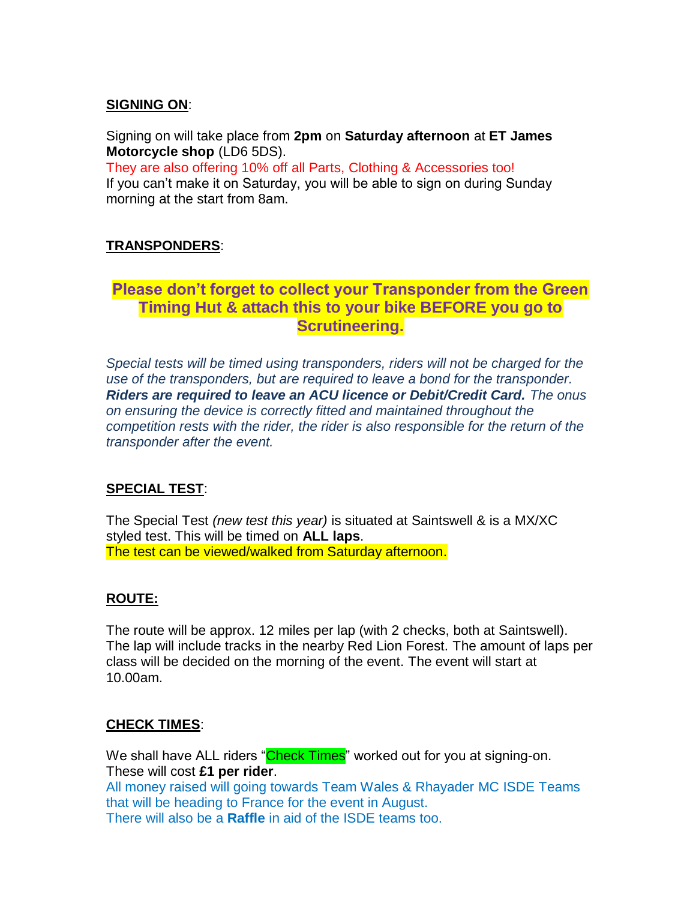**SIGNING ON**:

Signing on will take place from **2pm** on **Saturday afternoon** at **ET James Motorcycle shop** (LD6 5DS).
They are also offering 10% off all Parts, Clothing & Accessories too!
If you can't make it on Saturday, you will be able to sign on during Sunday morning at the start from 8am.

**TRANSPONDERS**:

**Please don't forget to collect your Transponder from the Green Timing Hut & attach this to your bike BEFORE you go to Scrutineering.**

*Special tests will be timed using transponders, riders will not be charged for the use of the transponders, but are required to leave a bond for the transponder.* ***Riders are required to leave an ACU licence or Debit/Credit Card.*** *The onus on ensuring the device is correctly fitted and maintained throughout the competition rests with the rider, the rider is also responsible for the return of the transponder after the event.*

**SPECIAL TEST**:

The Special Test *(new test this year)* is situated at Saintswell & is a MX/XC styled test. This will be timed on **ALL laps**.
The test can be viewed/walked from Saturday afternoon.

**ROUTE:**

The route will be approx. 12 miles per lap (with 2 checks, both at Saintswell). The lap will include tracks in the nearby Red Lion Forest. The amount of laps per class will be decided on the morning of the event. The event will start at 10.00am.

**CHECK TIMES**:

We shall have ALL riders "Check Times" worked out for you at signing-on. These will cost **£1 per rider**.
All money raised will going towards Team Wales & Rhayader MC ISDE Teams that will be heading to France for the event in August.
There will also be a **Raffle** in aid of the ISDE teams too.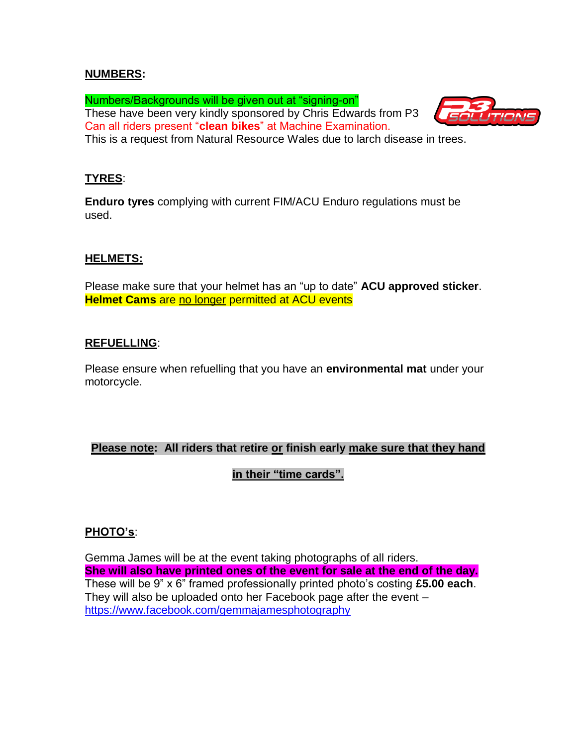**NUMBERS:**

Numbers/Backgrounds will be given out at "signing-on"
These have been very kindly sponsored by Chris Edwards from P3
Can all riders present "**clean bikes**" at Machine Examination.
This is a request from Natural Resource Wales due to larch disease in trees.

**TYRES:**

**Enduro tyres** complying with current FIM/ACU Enduro regulations must be used.

**HELMETS:**

Please make sure that your helmet has an "up to date" **ACU approved sticker**.
**Helmet Cams** are no longer permitted at ACU events

**REFUELLING:**

Please ensure when refuelling that you have an **environmental mat** under your motorcycle.

**Please note: All riders that retire or finish early make sure that they hand in their "time cards".**

**PHOTO's:**

Gemma James will be at the event taking photographs of all riders.
**She will also have printed ones of the event for sale at the end of the day.**
These will be 9" x 6" framed professionally printed photo's costing **£5.00 each**.
They will also be uploaded onto her Facebook page after the event – https://www.facebook.com/gemmajamesphotography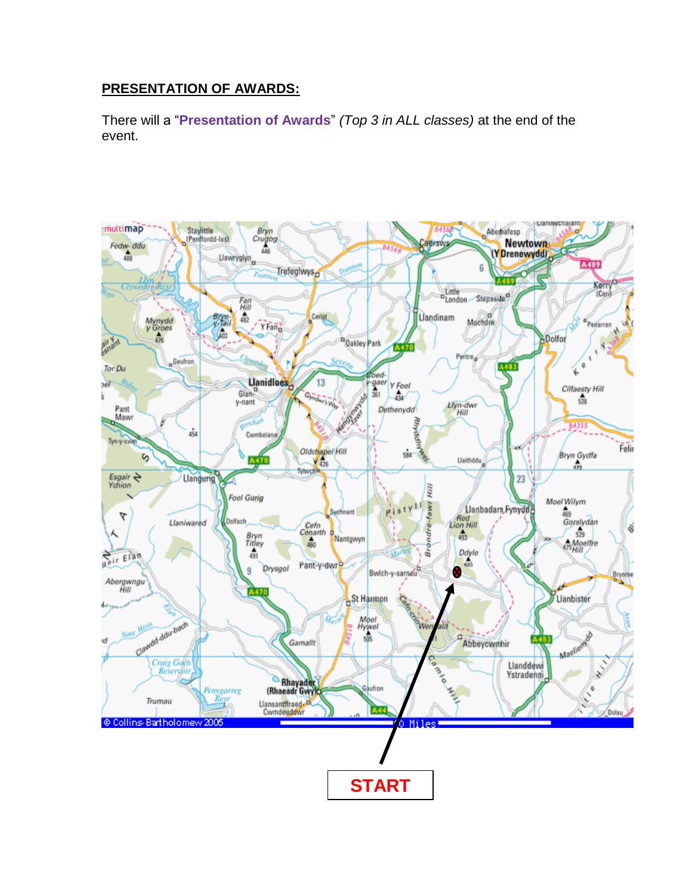## PRESENTATION OF AWARDS:

There will a "**Presentation of Awards**" *(Top 3 in ALL classes)* at the end of the event.

START